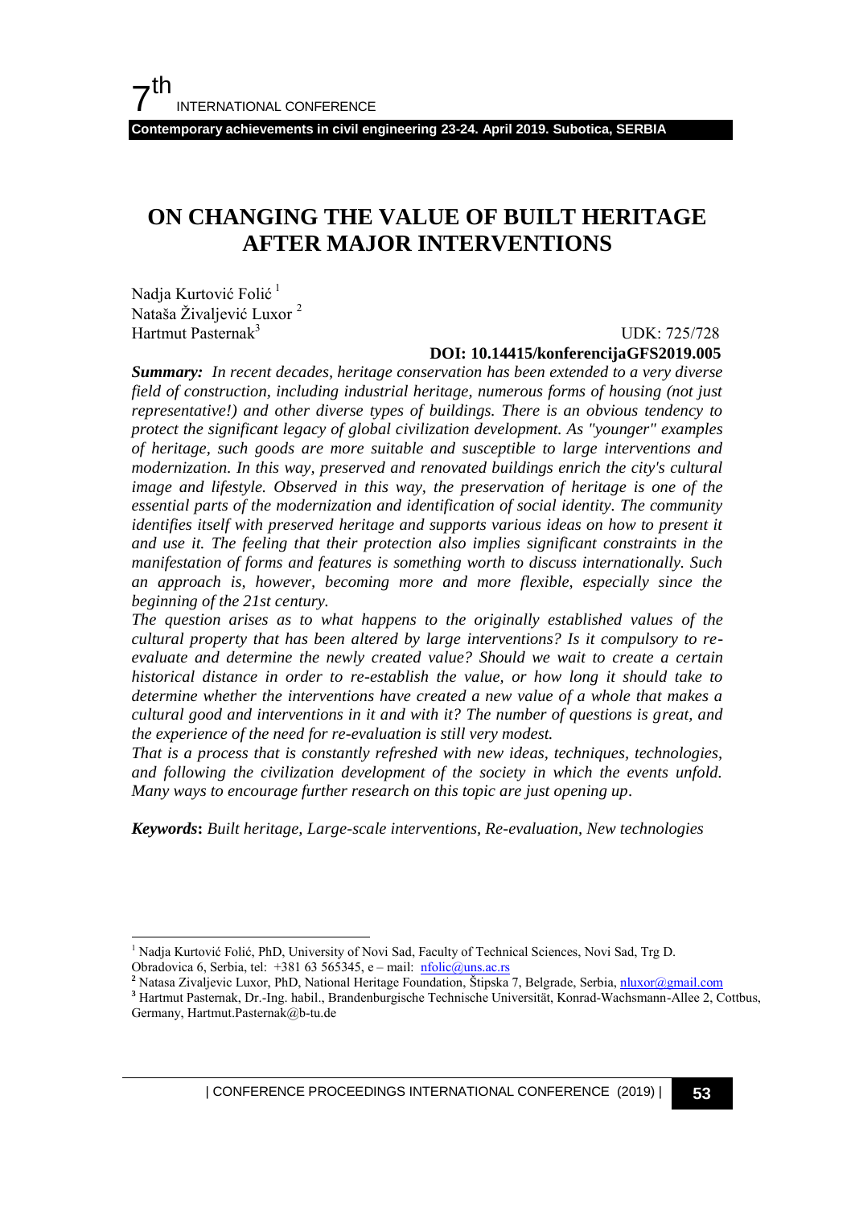# ON CHANGING THE VALUE OF BUILT HERITAGE AFTER MAJOR INTERVENTIONS

Nadja Kurtović Folić [1]
Nataša Živaljević Luxor [2]
Hartmut Pasternak [3]

UDK: 725/728
**DOI: 10.14415/konferencijaGFS2019.005**

***Summary:*** *In recent decades, heritage conservation has been extended to a very diverse field of construction, including industrial heritage, numerous forms of housing (not just representative!) and other diverse types of buildings. There is an obvious tendency to protect the significant legacy of global civilization development. As "younger" examples of heritage, such goods are more suitable and susceptible to large interventions and modernization. In this way, preserved and renovated buildings enrich the city's cultural image and lifestyle. Observed in this way, the preservation of heritage is one of the essential parts of the modernization and identification of social identity. The community identifies itself with preserved heritage and supports various ideas on how to present it and use it. The feeling that their protection also implies significant constraints in the manifestation of forms and features is something worth to discuss internationally. Such an approach is, however, becoming more and more flexible, especially since the beginning of the 21st century.*

*The question arises as to what happens to the originally established values of the cultural property that has been altered by large interventions? Is it compulsory to re-evaluate and determine the newly created value? Should we wait to create a certain historical distance in order to re-establish the value, or how long it should take to determine whether the interventions have created a new value of a whole that makes a cultural good and interventions in it and with it? The number of questions is great, and the experience of the need for re-evaluation is still very modest.*

*That is a process that is constantly refreshed with new ideas, techniques, technologies, and following the civilization development of the society in which the events unfold. Many ways to encourage further research on this topic are just opening up.*

***Keywords*****:** *Built heritage, Large-scale interventions, Re-evaluation, New technologies*

---

[1] Nadja Kurtović Folić, PhD, University of Novi Sad, Faculty of Technical Sciences, Novi Sad, Trg D. Obradovica 6, Serbia, tel: +381 63 565345, e – mail: nfolic@uns.ac.rs

[2] Natasa Zivaljevic Luxor, PhD, National Heritage Foundation, Štipska 7, Belgrade, Serbia, nluxor@gmail.com

[3] Hartmut Pasternak, Dr.-Ing. habil., Brandenburgische Technische Universität, Konrad-Wachsmann-Allee 2, Cottbus, Germany, Hartmut.Pasternak@b-tu.de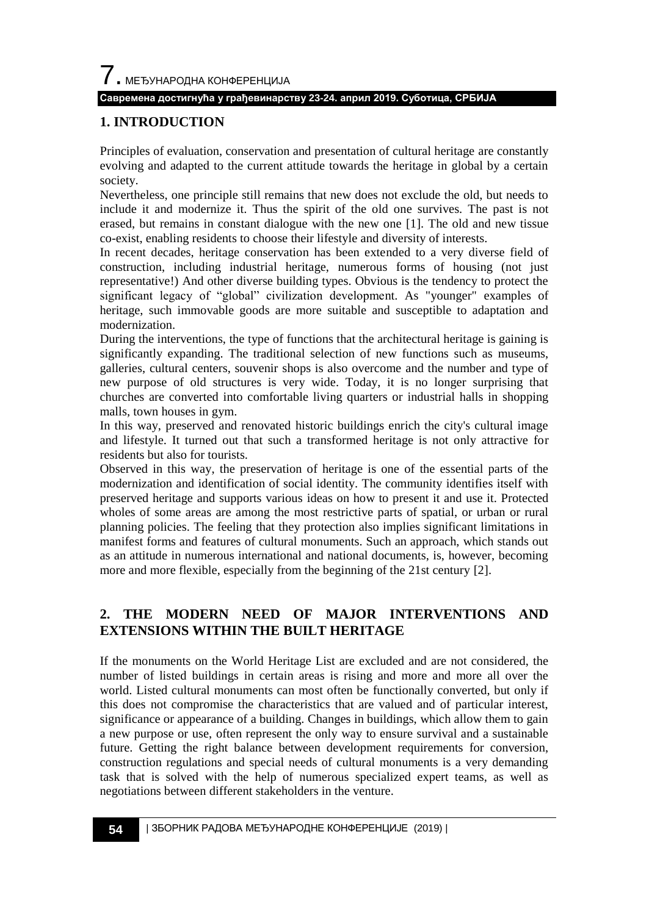## 1. INTRODUCTION

Principles of evaluation, conservation and presentation of cultural heritage are constantly evolving and adapted to the current attitude towards the heritage in global by a certain society.

Nevertheless, one principle still remains that new does not exclude the old, but needs to include it and modernize it. Thus the spirit of the old one survives. The past is not erased, but remains in constant dialogue with the new one [1]. The old and new tissue co-exist, enabling residents to choose their lifestyle and diversity of interests.

In recent decades, heritage conservation has been extended to a very diverse field of construction, including industrial heritage, numerous forms of housing (not just representative!) And other diverse building types. Obvious is the tendency to protect the significant legacy of "global" civilization development. As "younger" examples of heritage, such immovable goods are more suitable and susceptible to adaptation and modernization.

During the interventions, the type of functions that the architectural heritage is gaining is significantly expanding. The traditional selection of new functions such as museums, galleries, cultural centers, souvenir shops is also overcome and the number and type of new purpose of old structures is very wide. Today, it is no longer surprising that churches are converted into comfortable living quarters or industrial halls in shopping malls, town houses in gym.

In this way, preserved and renovated historic buildings enrich the city's cultural image and lifestyle. It turned out that such a transformed heritage is not only attractive for residents but also for tourists.

Observed in this way, the preservation of heritage is one of the essential parts of the modernization and identification of social identity. The community identifies itself with preserved heritage and supports various ideas on how to present it and use it. Protected wholes of some areas are among the most restrictive parts of spatial, or urban or rural planning policies. The feeling that they protection also implies significant limitations in manifest forms and features of cultural monuments. Such an approach, which stands out as an attitude in numerous international and national documents, is, however, becoming more and more flexible, especially from the beginning of the 21st century [2].

## 2. THE MODERN NEED OF MAJOR INTERVENTIONS AND EXTENSIONS WITHIN THE BUILT HERITAGE

If the monuments on the World Heritage List are excluded and are not considered, the number of listed buildings in certain areas is rising and more and more all over the world. Listed cultural monuments can most often be functionally converted, but only if this does not compromise the characteristics that are valued and of particular interest, significance or appearance of a building. Changes in buildings, which allow them to gain a new purpose or use, often represent the only way to ensure survival and a sustainable future. Getting the right balance between development requirements for conversion, construction regulations and special needs of cultural monuments is a very demanding task that is solved with the help of numerous specialized expert teams, as well as negotiations between different stakeholders in the venture.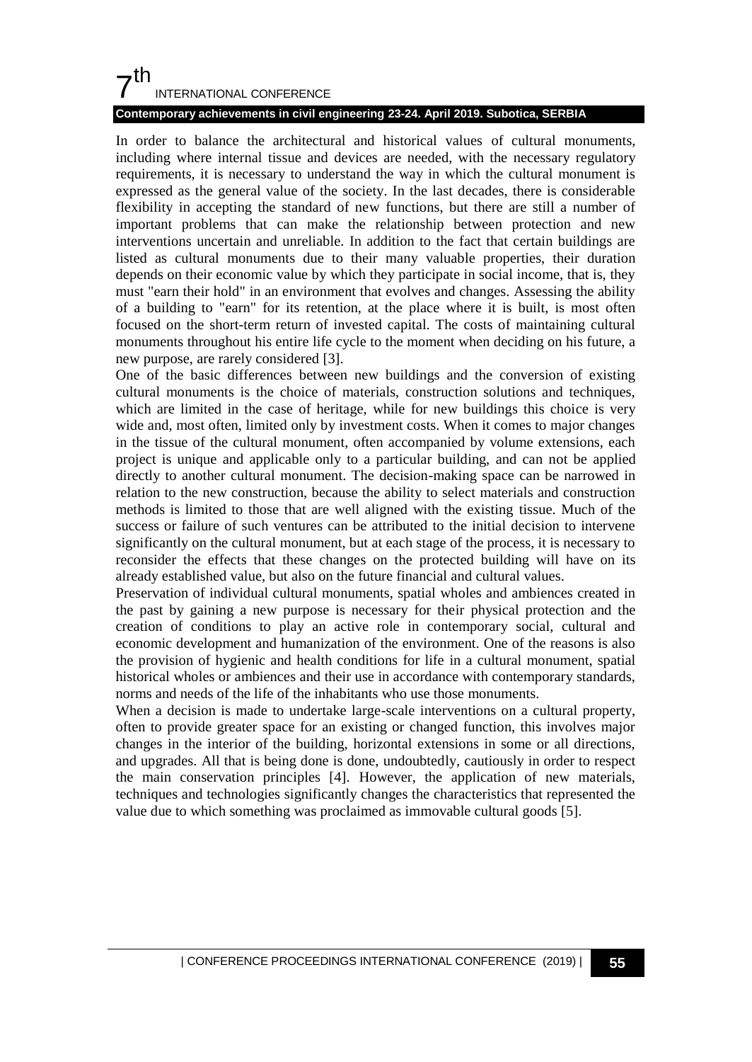In order to balance the architectural and historical values of cultural monuments, including where internal tissue and devices are needed, with the necessary regulatory requirements, it is necessary to understand the way in which the cultural monument is expressed as the general value of the society. In the last decades, there is considerable flexibility in accepting the standard of new functions, but there are still a number of important problems that can make the relationship between protection and new interventions uncertain and unreliable. In addition to the fact that certain buildings are listed as cultural monuments due to their many valuable properties, their duration depends on their economic value by which they participate in social income, that is, they must "earn their hold" in an environment that evolves and changes. Assessing the ability of a building to "earn" for its retention, at the place where it is built, is most often focused on the short-term return of invested capital. The costs of maintaining cultural monuments throughout his entire life cycle to the moment when deciding on his future, a new purpose, are rarely considered [3].

One of the basic differences between new buildings and the conversion of existing cultural monuments is the choice of materials, construction solutions and techniques, which are limited in the case of heritage, while for new buildings this choice is very wide and, most often, limited only by investment costs. When it comes to major changes in the tissue of the cultural monument, often accompanied by volume extensions, each project is unique and applicable only to a particular building, and can not be applied directly to another cultural monument. The decision-making space can be narrowed in relation to the new construction, because the ability to select materials and construction methods is limited to those that are well aligned with the existing tissue. Much of the success or failure of such ventures can be attributed to the initial decision to intervene significantly on the cultural monument, but at each stage of the process, it is necessary to reconsider the effects that these changes on the protected building will have on its already established value, but also on the future financial and cultural values.

Preservation of individual cultural monuments, spatial wholes and ambiences created in the past by gaining a new purpose is necessary for their physical protection and the creation of conditions to play an active role in contemporary social, cultural and economic development and humanization of the environment. One of the reasons is also the provision of hygienic and health conditions for life in a cultural monument, spatial historical wholes or ambiences and their use in accordance with contemporary standards, norms and needs of the life of the inhabitants who use those monuments.

When a decision is made to undertake large-scale interventions on a cultural property, often to provide greater space for an existing or changed function, this involves major changes in the interior of the building, horizontal extensions in some or all directions, and upgrades. All that is being done is done, undoubtedly, cautiously in order to respect the main conservation principles [4]. However, the application of new materials, techniques and technologies significantly changes the characteristics that represented the value due to which something was proclaimed as immovable cultural goods [5].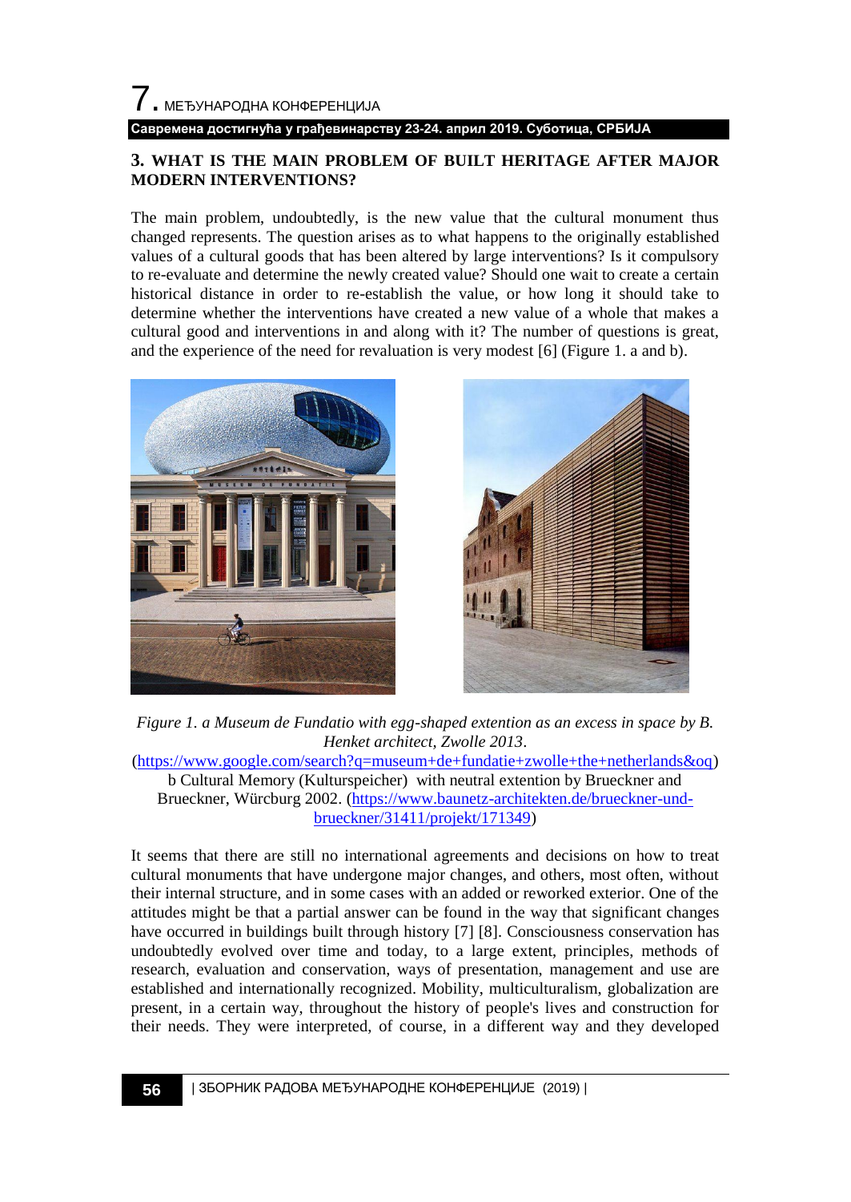## 3. WHAT IS THE MAIN PROBLEM OF BUILT HERITAGE AFTER MAJOR MODERN INTERVENTIONS?

The main problem, undoubtedly, is the new value that the cultural monument thus changed represents. The question arises as to what happens to the originally established values of a cultural goods that has been altered by large interventions? Is it compulsory to re-evaluate and determine the newly created value? Should one wait to create a certain historical distance in order to re-establish the value, or how long it should take to determine whether the interventions have created a new value of a whole that makes a cultural good and interventions in and along with it? The number of questions is great, and the experience of the need for revaluation is very modest [6] (Figure 1. a and b).

*Figure 1. a Museum de Fundatio with egg-shaped extention as an excess in space by B. Henket architect, Zwolle 2013.*
(https://www.google.com/search?q=museum+de+fundatie+zwolle+the+netherlands&oq)
b Cultural Memory (Kulturspeicher) with neutral extention by Brueckner and Brueckner, Würcburg 2002. (https://www.baunetz-architekten.de/brueckner-und-brueckner/31411/projekt/171349)

It seems that there are still no international agreements and decisions on how to treat cultural monuments that have undergone major changes, and others, most often, without their internal structure, and in some cases with an added or reworked exterior. One of the attitudes might be that a partial answer can be found in the way that significant changes have occurred in buildings built through history [7] [8]. Consciousness conservation has undoubtedly evolved over time and today, to a large extent, principles, methods of research, evaluation and conservation, ways of presentation, management and use are established and internationally recognized. Mobility, multiculturalism, globalization are present, in a certain way, throughout the history of people's lives and construction for their needs. They were interpreted, of course, in a different way and they developed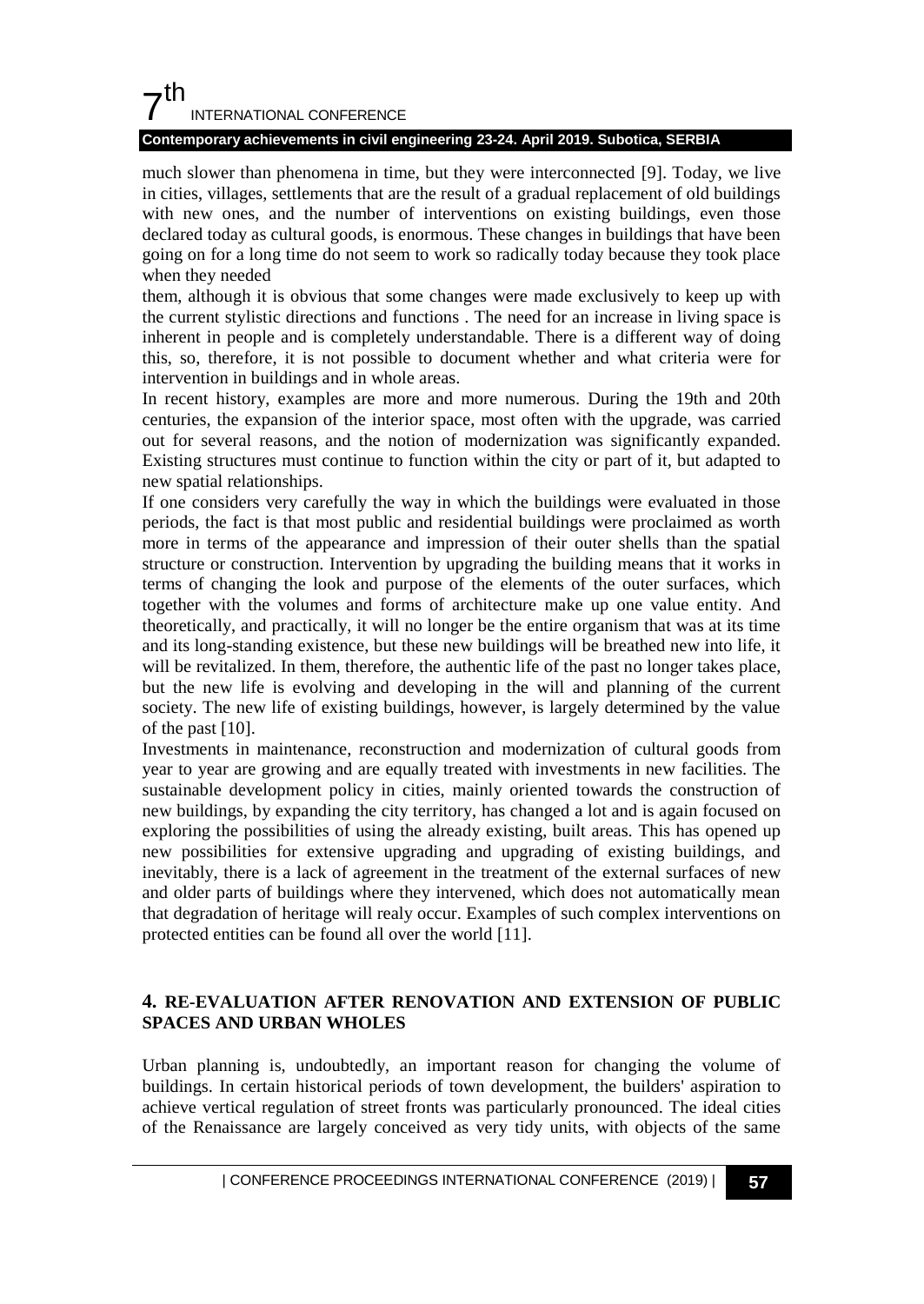much slower than phenomena in time, but they were interconnected [9]. Today, we live in cities, villages, settlements that are the result of a gradual replacement of old buildings with new ones, and the number of interventions on existing buildings, even those declared today as cultural goods, is enormous. These changes in buildings that have been going on for a long time do not seem to work so radically today because they took place when they needed

them, although it is obvious that some changes were made exclusively to keep up with the current stylistic directions and functions . The need for an increase in living space is inherent in people and is completely understandable. There is a different way of doing this, so, therefore, it is not possible to document whether and what criteria were for intervention in buildings and in whole areas.

In recent history, examples are more and more numerous. During the 19th and 20th centuries, the expansion of the interior space, most often with the upgrade, was carried out for several reasons, and the notion of modernization was significantly expanded. Existing structures must continue to function within the city or part of it, but adapted to new spatial relationships.

If one considers very carefully the way in which the buildings were evaluated in those periods, the fact is that most public and residential buildings were proclaimed as worth more in terms of the appearance and impression of their outer shells than the spatial structure or construction. Intervention by upgrading the building means that it works in terms of changing the look and purpose of the elements of the outer surfaces, which together with the volumes and forms of architecture make up one value entity. And theoretically, and practically, it will no longer be the entire organism that was at its time and its long-standing existence, but these new buildings will be breathed new into life, it will be revitalized. In them, therefore, the authentic life of the past no longer takes place, but the new life is evolving and developing in the will and planning of the current society. The new life of existing buildings, however, is largely determined by the value of the past [10].

Investments in maintenance, reconstruction and modernization of cultural goods from year to year are growing and are equally treated with investments in new facilities. The sustainable development policy in cities, mainly oriented towards the construction of new buildings, by expanding the city territory, has changed a lot and is again focused on exploring the possibilities of using the already existing, built areas. This has opened up new possibilities for extensive upgrading and upgrading of existing buildings, and inevitably, there is a lack of agreement in the treatment of the external surfaces of new and older parts of buildings where they intervened, which does not automatically mean that degradation of heritage will realy occur. Examples of such complex interventions on protected entities can be found all over the world [11].

## 4. RE-EVALUATION AFTER RENOVATION AND EXTENSION OF PUBLIC SPACES AND URBAN WHOLES

Urban planning is, undoubtedly, an important reason for changing the volume of buildings. In certain historical periods of town development, the builders' aspiration to achieve vertical regulation of street fronts was particularly pronounced. The ideal cities of the Renaissance are largely conceived as very tidy units, with objects of the same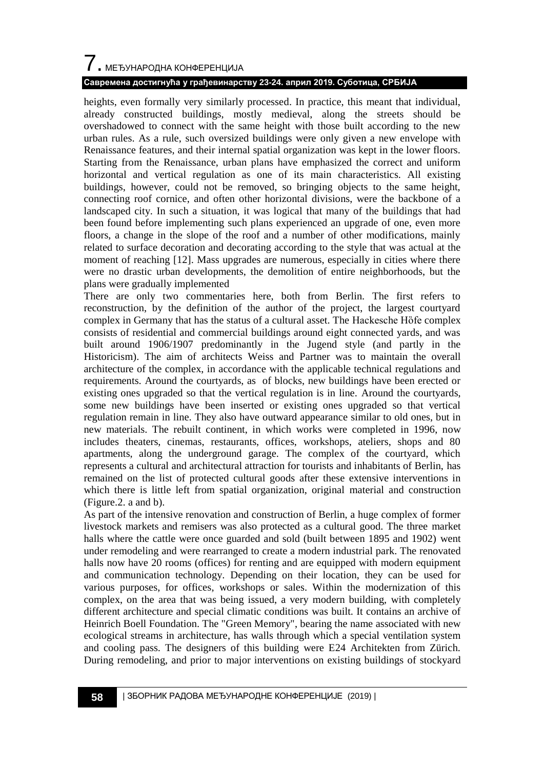heights, even formally very similarly processed. In practice, this meant that individual, already constructed buildings, mostly medieval, along the streets should be overshadowed to connect with the same height with those built according to the new urban rules. As a rule, such oversized buildings were only given a new envelope with Renaissance features, and their internal spatial organization was kept in the lower floors. Starting from the Renaissance, urban plans have emphasized the correct and uniform horizontal and vertical regulation as one of its main characteristics. All existing buildings, however, could not be removed, so bringing objects to the same height, connecting roof cornice, and often other horizontal divisions, were the backbone of a landscaped city. In such a situation, it was logical that many of the buildings that had been found before implementing such plans experienced an upgrade of one, even more floors, a change in the slope of the roof and a number of other modifications, mainly related to surface decoration and decorating according to the style that was actual at the moment of reaching [12]. Mass upgrades are numerous, especially in cities where there were no drastic urban developments, the demolition of entire neighborhoods, but the plans were gradually implemented

There are only two commentaries here, both from Berlin. The first refers to reconstruction, by the definition of the author of the project, the largest courtyard complex in Germany that has the status of a cultural asset. The Hackesche Hӧfe complex consists of residential and commercial buildings around eight connected yards, and was built around 1906/1907 predominantly in the Jugend style (and partly in the Historicism). The aim of architects Weiss and Partner was to maintain the overall architecture of the complex, in accordance with the applicable technical regulations and requirements. Around the courtyards, as of blocks, new buildings have been erected or existing ones upgraded so that the vertical regulation is in line. Around the courtyards, some new buildings have been inserted or existing ones upgraded so that vertical regulation remain in line. They also have outward appearance similar to old ones, but in new materials. The rebuilt continent, in which works were completed in 1996, now includes theaters, cinemas, restaurants, offices, workshops, ateliers, shops and 80 apartments, along the underground garage. The complex of the courtyard, which represents a cultural and architectural attraction for tourists and inhabitants of Berlin, has remained on the list of protected cultural goods after these extensive interventions in which there is little left from spatial organization, original material and construction (Figure.2. a and b).

As part of the intensive renovation and construction of Berlin, a huge complex of former livestock markets and remisers was also protected as a cultural good. The three market halls where the cattle were once guarded and sold (built between 1895 and 1902) went under remodeling and were rearranged to create a modern industrial park. The renovated halls now have 20 rooms (offices) for renting and are equipped with modern equipment and communication technology. Depending on their location, they can be used for various purposes, for offices, workshops or sales. Within the modernization of this complex, on the area that was being issued, a very modern building, with completely different architecture and special climatic conditions was built. It contains an archive of Heinrich Boell Foundation. The "Green Memory", bearing the name associated with new ecological streams in architecture, has walls through which a special ventilation system and cooling pass. The designers of this building were E24 Architekten from Zürich. During remodeling, and prior to major interventions on existing buildings of stockyard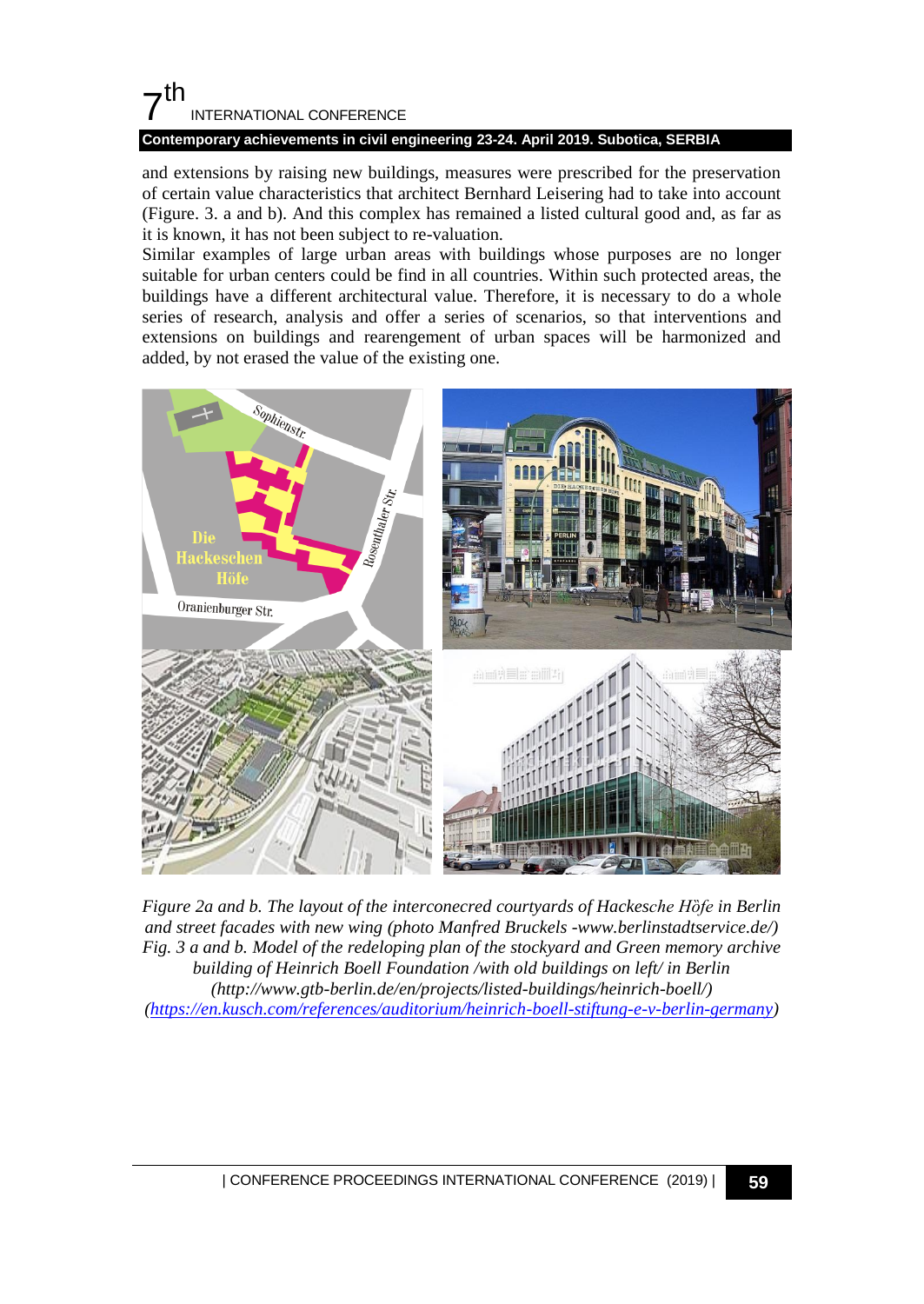and extensions by raising new buildings, measures were prescribed for the preservation of certain value characteristics that architect Bernhard Leisering had to take into account (Figure. 3. a and b). And this complex has remained a listed cultural good and, as far as it is known, it has not been subject to re-valuation.

Similar examples of large urban areas with buildings whose purposes are no longer suitable for urban centers could be find in all countries. Within such protected areas, the buildings have a different architectural value. Therefore, it is necessary to do a whole series of research, analysis and offer a series of scenarios, so that interventions and extensions on buildings and rearengement of urban spaces will be harmonized and added, by not erased the value of the existing one.

*Figure 2a and b. The layout of the interconecred courtyards of Hackesche Hȍfe in Berlin and street facades with new wing (photo Manfred Bruckels -www.berlinstadtservice.de/)*
*Fig. 3 a and b. Model of the redeloping plan of the stockyard and Green memory archive building of Heinrich Boell Foundation /with old buildings on left/ in Berlin (http://www.gtb-berlin.de/en/projects/listed-buildings/heinrich-boell/) (https://en.kusch.com/references/auditorium/heinrich-boell-stiftung-e-v-berlin-germany)*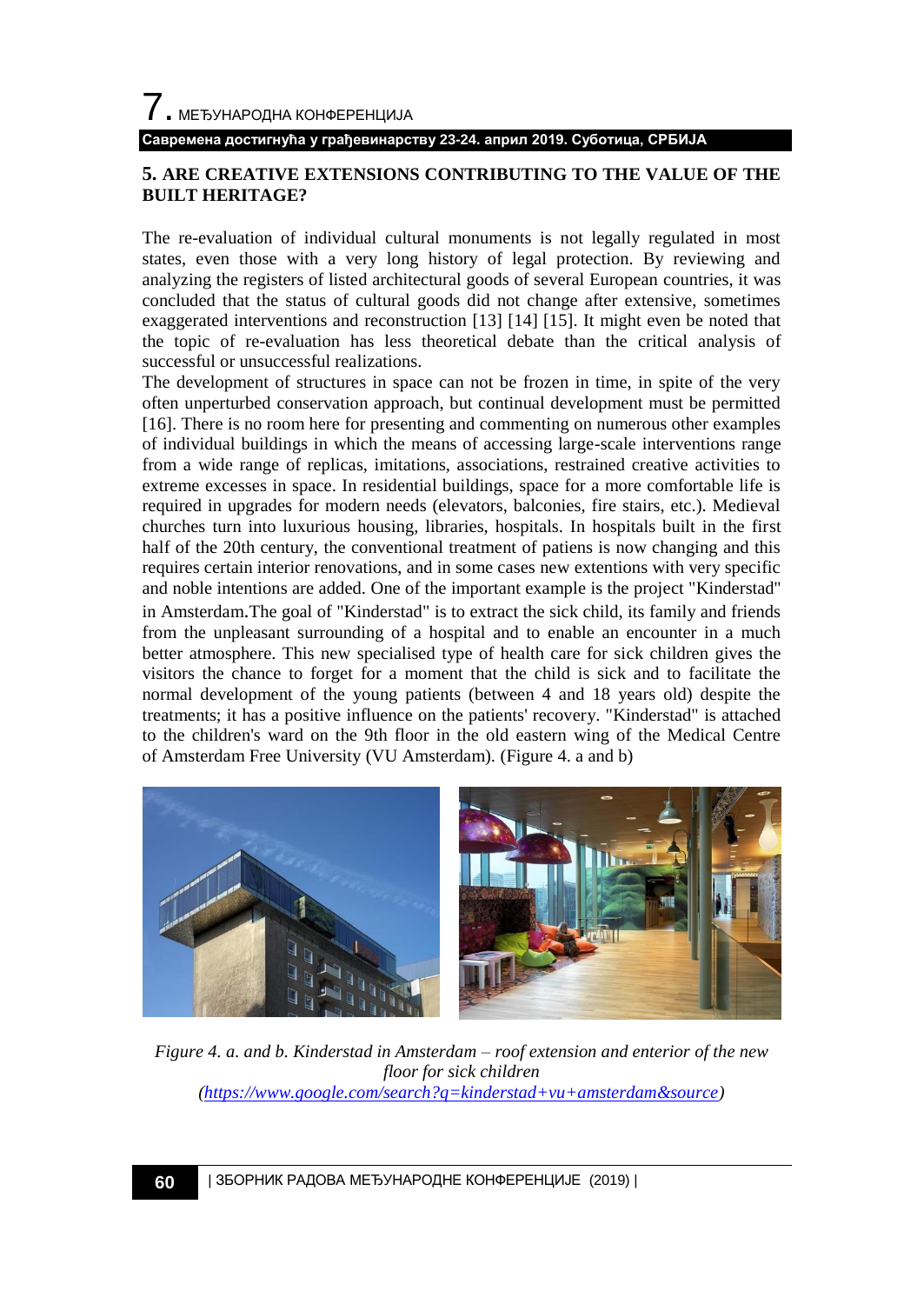## 5. ARE CREATIVE EXTENSIONS CONTRIBUTING TO THE VALUE OF THE BUILT HERITAGE?

The re-evaluation of individual cultural monuments is not legally regulated in most states, even those with a very long history of legal protection. By reviewing and analyzing the registers of listed architectural goods of several European countries, it was concluded that the status of cultural goods did not change after extensive, sometimes exaggerated interventions and reconstruction [13] [14] [15]. It might even be noted that the topic of re-evaluation has less theoretical debate than the critical analysis of successful or unsuccessful realizations.

The development of structures in space can not be frozen in time, in spite of the very often unperturbed conservation approach, but continual development must be permitted [16]. There is no room here for presenting and commenting on numerous other examples of individual buildings in which the means of accessing large-scale interventions range from a wide range of replicas, imitations, associations, restrained creative activities to extreme excesses in space. In residential buildings, space for a more comfortable life is required in upgrades for modern needs (elevators, balconies, fire stairs, etc.). Medieval churches turn into luxurious housing, libraries, hospitals. In hospitals built in the first half of the 20th century, the conventional treatment of patiens is now changing and this requires certain interior renovations, and in some cases new extentions with very specific and noble intentions are added. One of the important example is the project "Kinderstad" in Amsterdam**.**The goal of "Kinderstad" is to extract the sick child, its family and friends from the unpleasant surrounding of a hospital and to enable an encounter in a much better atmosphere. This new specialised type of health care for sick children gives the visitors the chance to forget for a moment that the child is sick and to facilitate the normal development of the young patients (between 4 and 18 years old) despite the treatments; it has a positive influence on the patients' recovery. "Kinderstad" is attached to the children's ward on the 9th floor in the old eastern wing of the Medical Centre of Amsterdam Free University (VU Amsterdam). (Figure 4. a and b)

*Figure 4. a. and b. Kinderstad in Amsterdam – roof extension and enterior of the new floor for sick children (https://www.google.com/search?q=kinderstad+vu+amsterdam&source)*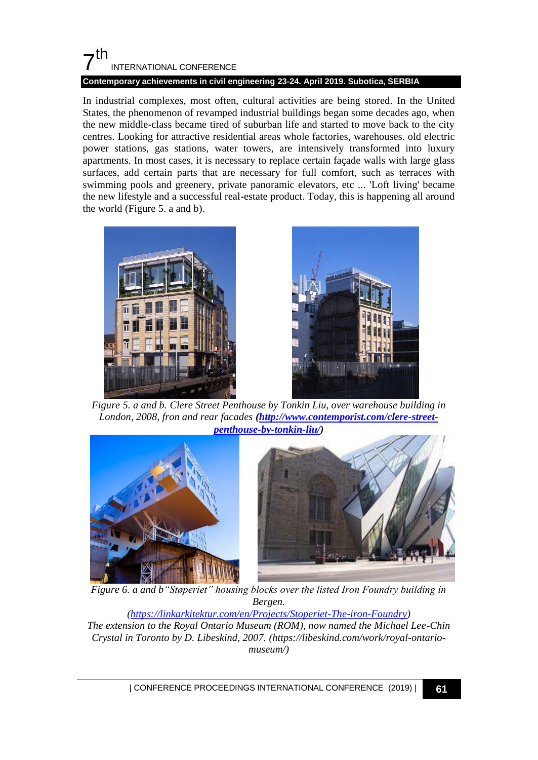In industrial complexes, most often, cultural activities are being stored. In the United States, the phenomenon of revamped industrial buildings began some decades ago, when the new middle-class became tired of suburban life and started to move back to the city centres. Looking for attractive residential areas whole factories, warehouses. old electric power stations, gas stations, water towers, are intensively transformed into luxury apartments. In most cases, it is necessary to replace certain façade walls with large glass surfaces, add certain parts that are necessary for full comfort, such as terraces with swimming pools and greenery, private panoramic elevators, etc ... 'Loft living' became the new lifestyle and a successful real-estate product. Today, this is happening all around the world (Figure 5. a and b).

*Figure 5. a and b. Clere Street Penthouse by Tonkin Liu, over warehouse building in London, 2008, fron and rear facades (**http://www.contemporist.com/clere-street-penthouse-by-tonkin-liu/**)*

*Figure 6. a and b"Støperiet" housing blocks over the listed Iron Foundry building in Bergen. (https://linkarkitektur.com/en/Projects/Stoperiet-The-iron-Foundry) The extension to the Royal Ontario Museum (ROM), now named the Michael Lee-Chin Crystal in Toronto by D. Libeskind, 2007. (https://libeskind.com/work/royal-ontario-museum/)*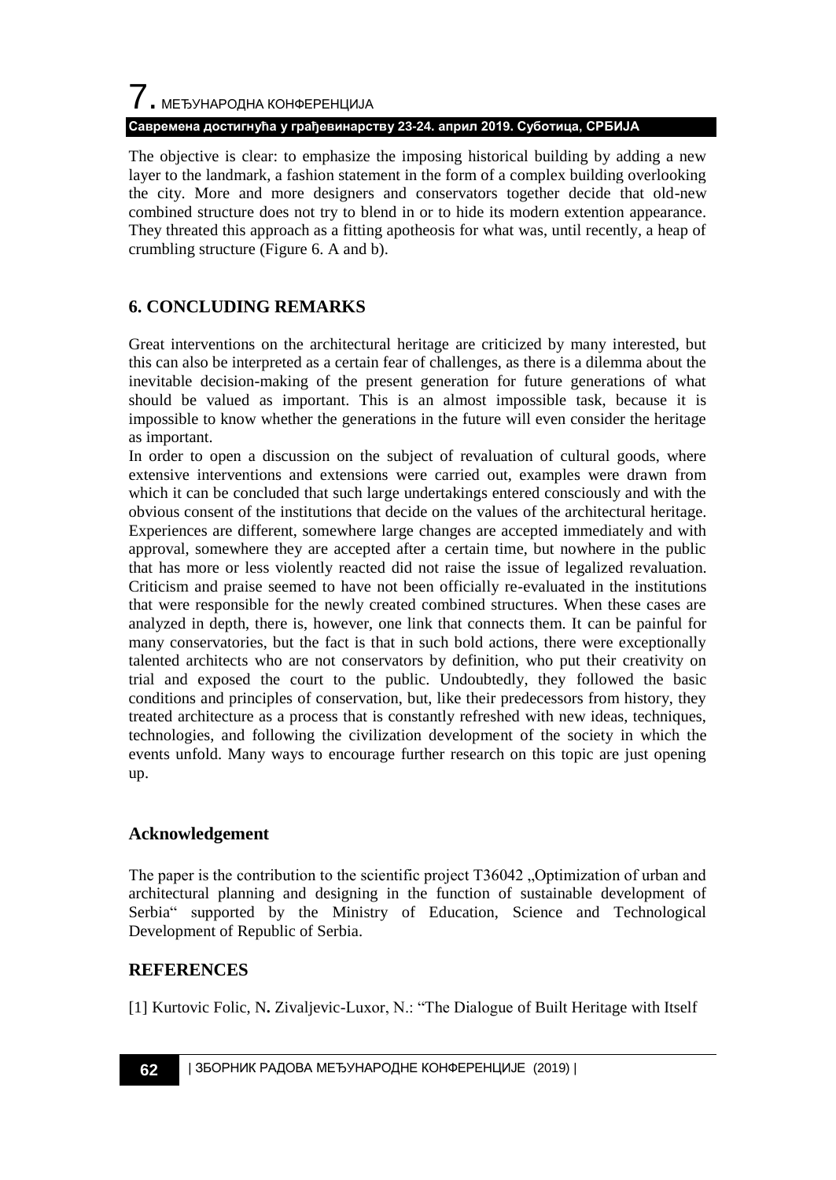The objective is clear: to emphasize the imposing historical building by adding a new layer to the landmark, a fashion statement in the form of a complex building overlooking the city. More and more designers and conservators together decide that old-new combined structure does not try to blend in or to hide its modern extention appearance. They threated this approach as a fitting apotheosis for what was, until recently, a heap of crumbling structure (Figure 6. A and b).

## 6. CONCLUDING REMARKS

Great interventions on the architectural heritage are criticized by many interested, but this can also be interpreted as a certain fear of challenges, as there is a dilemma about the inevitable decision-making of the present generation for future generations of what should be valued as important. This is an almost impossible task, because it is impossible to know whether the generations in the future will even consider the heritage as important.

In order to open a discussion on the subject of revaluation of cultural goods, where extensive interventions and extensions were carried out, examples were drawn from which it can be concluded that such large undertakings entered consciously and with the obvious consent of the institutions that decide on the values of the architectural heritage. Experiences are different, somewhere large changes are accepted immediately and with approval, somewhere they are accepted after a certain time, but nowhere in the public that has more or less violently reacted did not raise the issue of legalized revaluation. Criticism and praise seemed to have not been officially re-evaluated in the institutions that were responsible for the newly created combined structures. When these cases are analyzed in depth, there is, however, one link that connects them. It can be painful for many conservatories, but the fact is that in such bold actions, there were exceptionally talented architects who are not conservators by definition, who put their creativity on trial and exposed the court to the public. Undoubtedly, they followed the basic conditions and principles of conservation, but, like their predecessors from history, they treated architecture as a process that is constantly refreshed with new ideas, techniques, technologies, and following the civilization development of the society in which the events unfold. Many ways to encourage further research on this topic are just opening up.

### Acknowledgement

The paper is the contribution to the scientific project T36042 „Optimization of urban and architectural planning and designing in the function of sustainable development of Serbia“ supported by the Ministry of Education, Science and Technological Development of Republic of Serbia.

## REFERENCES

[1] Kurtovic Folic, N**.** Zivaljevic-Luxor, N.: “The Dialogue of Built Heritage with Itself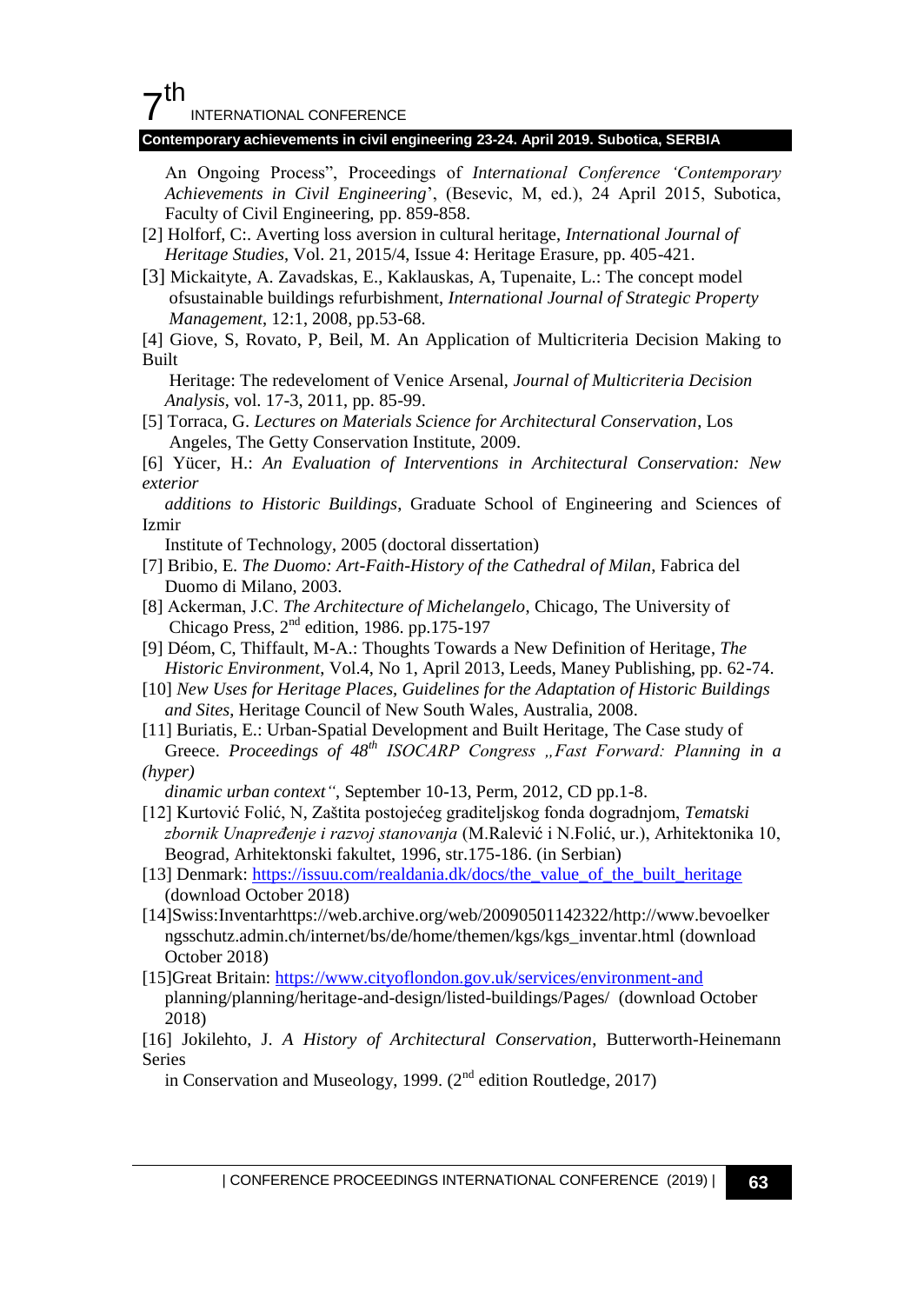An Ongoing Process", Proceedings of *International Conference 'Contemporary Achievements in Civil Engineering*', (Besevic, M, ed.), 24 April 2015, Subotica, Faculty of Civil Engineering, pp. 859-858.

[2] Holforf, C:. Averting loss aversion in cultural heritage, *International Journal of Heritage Studies*, Vol. 21, 2015/4, Issue 4: Heritage Erasure, pp. 405-421.

[3] Mickaityte, A. Zavadskas, E., Kaklauskas, A, Tupenaite, L.: The concept model ofsustainable buildings refurbishment, *International Journal of Strategic Property Management*, 12:1, 2008, pp.53-68.

[4] Giove, S, Rovato, P, Beil, M. An Application of Multicriteria Decision Making to Built Heritage: The redevelopment of Venice Arsenal, *Journal of Multicriteria Decision Analysis*, vol. 17-3, 2011, pp. 85-99.

[5] Torraca, G. *Lectures on Materials Science for Architectural Conservation*, Los Angeles, The Getty Conservation Institute, 2009.

[6] Yücer, H.: *An Evaluation of Interventions in Architectural Conservation: New exterior additions to Historic Buildings*, Graduate School of Engineering and Sciences of Izmir Institute of Technology, 2005 (doctoral dissertation)

[7] Bribio, E. *The Duomo: Art-Faith-History of the Cathedral of Milan*, Fabrica del Duomo di Milano, 2003.

[8] Ackerman, J.C. *The Architecture of Michelangelo*, Chicago, The University of Chicago Press, 2nd edition, 1986. pp.175-197

[9] Déom, C, Thiffault, M-A.: Thoughts Towards a New Definition of Heritage, *The Historic Environment*, Vol.4, No 1, April 2013, Leeds, Maney Publishing, pp. 62-74.

[10] *New Uses for Heritage Places, Guidelines for the Adaptation of Historic Buildings and Sites*, Heritage Council of New South Wales, Australia, 2008.

[11] Buriatis, E.: Urban-Spatial Development and Built Heritage, The Case study of Greece. *Proceedings of 48th ISOCARP Congress „Fast Forward: Planning in a (hyper) dinamic urban context"*, September 10-13, Perm, 2012, CD pp.1-8.

[12] Kurtović Folić, N, Zaštita postojećeg graditeljskog fonda dogradnjom, *Tematski zbornik Unapređenje i razvoj stanovanja* (M.Ralević i N.Folić, ur.), Arhitektonika 10, Beograd, Arhitektonski fakultet, 1996, str.175-186. (in Serbian)

[13] Denmark: https://issuu.com/realdania.dk/docs/the_value_of_the_built_heritage (download October 2018)

[14]Swiss:Inventarhttps://web.archive.org/web/20090501142322/http://www.bevoelkerngsschutz.admin.ch/internet/bs/de/home/themen/kgs/kgs_inventar.html (download October 2018)

[15]Great Britain: https://www.cityoflondon.gov.uk/services/environment-and planning/planning/heritage-and-design/listed-buildings/Pages/ (download October 2018)

[16] Jokilehto, J. *A History of Architectural Conservation*, Butterworth-Heinemann Series in Conservation and Museology, 1999. (2nd edition Routledge, 2017)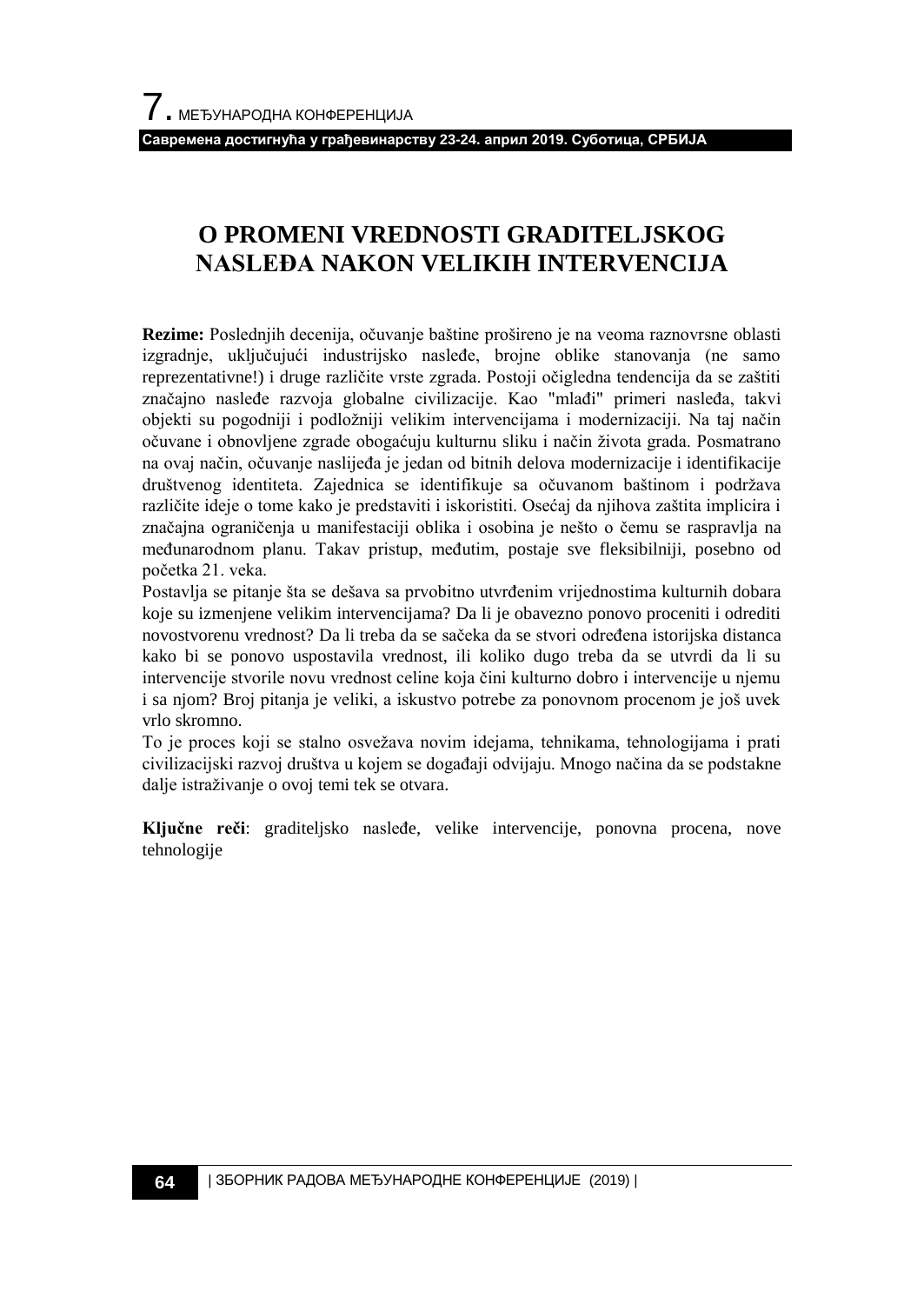# O PROMENI VREDNOSTI GRADITELJSKOG NASLEĐA NAKON VELIKIH INTERVENCIJA

**Rezime:** Poslednjih decenija, očuvanje baštine prošireno je na veoma raznovrsne oblasti izgradnje, uključujući industrijsko nasleđe, brojne oblike stanovanja (ne samo reprezentativne!) i druge različite vrste zgrada. Postoji očigledna tendencija da se zaštiti značajno nasleđe razvoja globalne civilizacije. Kao "mlađi" primeri nasleđa, takvi objekti su pogodniji i podložniji velikim intervencijama i modernizaciji. Na taj način očuvane i obnovljene zgrade obogaćuju kulturnu sliku i način života grada. Posmatrano na ovaj način, očuvanje naslijeđa je jedan od bitnih delova modernizacije i identifikacije društvenog identiteta. Zajednica se identifikuje sa očuvanom baštinom i podržava različite ideje o tome kako je predstaviti i iskoristiti. Osećaj da njihova zaštita implicira i značajna ograničenja u manifestaciji oblika i osobina je nešto o čemu se raspravlja na međunarodnom planu. Takav pristup, međutim, postaje sve fleksibilniji, posebno od početka 21. veka.

Postavlja se pitanje šta se dešava sa prvobitno utvrđenim vrijednostima kulturnih dobara koje su izmenjene velikim intervencijama? Da li je obavezno ponovo proceniti i odrediti novostvorenu vrednost? Da li treba da se sačeka da se stvori određena istorijska distanca kako bi se ponovo uspostavila vrednost, ili koliko dugo treba da se utvrdi da li su intervencije stvorile novu vrednost celine koja čini kulturno dobro i intervencije u njemu i sa njom? Broj pitanja je veliki, a iskustvo potrebe za ponovnom procenom je još uvek vrlo skromno.

To je proces koji se stalno osvežava novim idejama, tehnikama, tehnologijama i prati civilizacijski razvoj društva u kojem se događaji odvijaju. Mnogo načina da se podstakne dalje istraživanje o ovoj temi tek se otvara.

**Ključne reči**: graditeljsko nasleđe, velike intervencije, ponovna procena, nove tehnologije